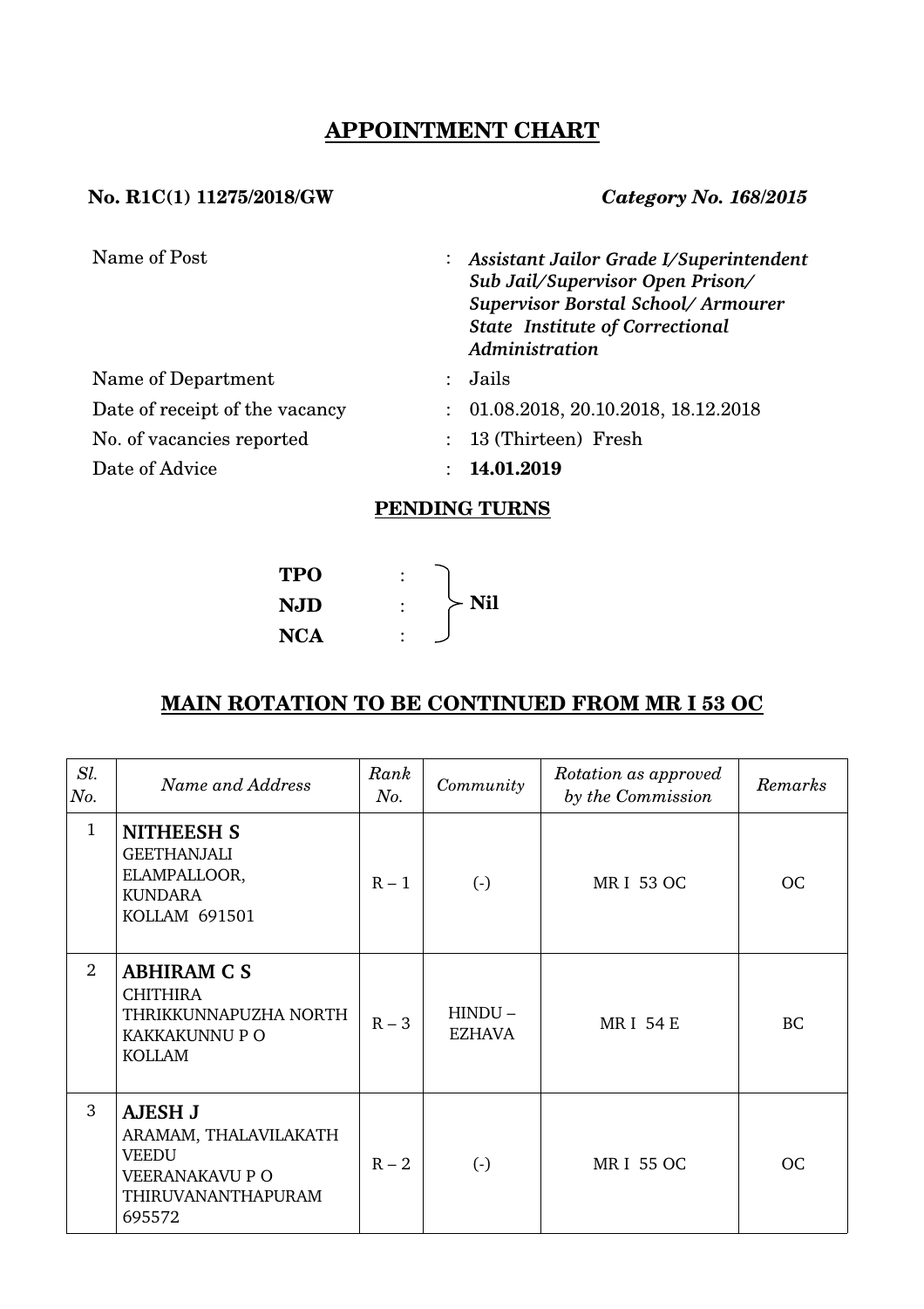# APPOINTMENT CHART

**No. R1C(1) 11275/2018/GW** ***Category No. 168/2015***

| | | |
|---|---|---|
| Name of Post | : | ***Assistant Jailor Grade I/Superintendent Sub Jail/Supervisor Open Prison/ Supervisor Borstal School/ Armourer State Institute of Correctional Administration*** |
| Name of Department | : | Jails |
| Date of receipt of the vacancy | : | 01.08.2018, 20.10.2018, 18.12.2018 |
| No. of vacancies reported | : | 13 (Thirteen) Fresh |
| Date of Advice | : | **14.01.2019** |

## PENDING TURNS

**TPO** :
**NJD** :
**NCA** :
**Nil**

## MAIN ROTATION TO BE CONTINUED FROM MR I 53 OC

| *Sl. No.* | *Name and Address* | *Rank No.* | *Community* | *Rotation as approved by the Commission* | *Remarks* |
|---|---|---|---|---|---|
| 1 | **NITHEESH S**<br>GEETHANJALI<br>ELAMPALLOOR,<br>KUNDARA<br>KOLLAM 691501 | R – 1 | (-) | MR I 53 OC | OC |
| 2 | **ABHIRAM C S**<br>CHITHIRA<br>THRIKKUNNAPUZHA NORTH<br>KAKKAKUNNU P O<br>KOLLAM | R – 3 | HINDU – EZHAVA | MR I 54 E | BC |
| 3 | **AJESH J**<br>ARAMAM, THALAVILAKATH VEEDU<br>VEERANAKAVU P O<br>THIRUVANANTHAPURAM 695572 | R – 2 | (-) | MR I 55 OC | OC |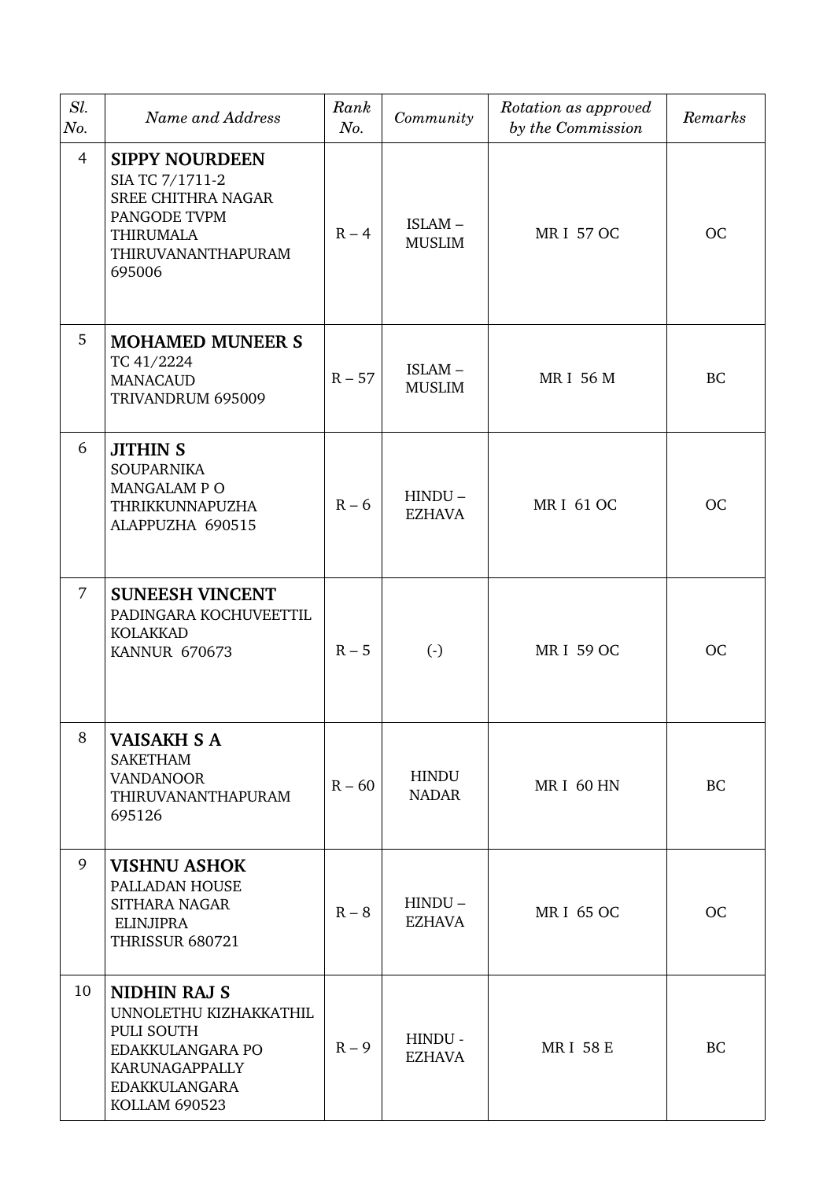| *Sl. No.* | *Name and Address* | *Rank No.* | *Community* | *Rotation as approved by the Commission* | *Remarks* |
|---|---|---|---|---|---|
| 4 | **SIPPY NOURDEEN**<br>SIA TC 7/1711-2<br>SREE CHITHRA NAGAR<br>PANGODE TVPM<br>THIRUMALA<br>THIRUVANANTHAPURAM<br>695006 | R – 4 | ISLAM – MUSLIM | MR I 57 OC | OC |
| 5 | **MOHAMED MUNEER S**<br>TC 41/2224<br>MANACAUD<br>TRIVANDRUM 695009 | R – 57 | ISLAM – MUSLIM | MR I 56 M | BC |
| 6 | **JITHIN S**<br>SOUPARNIKA<br>MANGALAM P O<br>THRIKKUNNAPUZHA<br>ALAPPUZHA 690515 | R – 6 | HINDU – EZHAVA | MR I 61 OC | OC |
| 7 | **SUNEESH VINCENT**<br>PADINGARA KOCHUVEETTIL<br>KOLAKKAD<br>KANNUR 670673 | R – 5 | (-) | MR I 59 OC | OC |
| 8 | **VAISAKH S A**<br>SAKETHAM<br>VANDANOOR<br>THIRUVANANTHAPURAM<br>695126 | R – 60 | HINDU NADAR | MR I 60 HN | BC |
| 9 | **VISHNU ASHOK**<br>PALLADAN HOUSE<br>SITHARA NAGAR<br>ELINJIPRA<br>THRISSUR 680721 | R – 8 | HINDU – EZHAVA | MR I 65 OC | OC |
| 10 | **NIDHIN RAJ S**<br>UNNOLETHU KIZHAKKATHIL<br>PULI SOUTH<br>EDAKKULANGARA PO<br>KARUNAGAPPALLY<br>EDAKKULANGARA<br>KOLLAM 690523 | R – 9 | HINDU - EZHAVA | MR I 58 E | BC |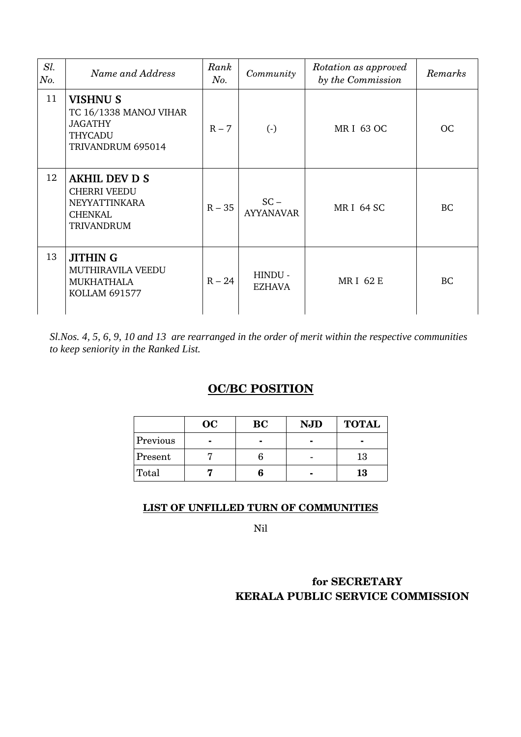| *Sl. No.* | *Name and Address* | *Rank No.* | *Community* | *Rotation as approved by the Commission* | *Remarks* |
|---|---|---|---|---|---|
| 11 | **VISHNU S**<br>TC 16/1338 MANOJ VIHAR<br>JAGATHY<br>THYCADU<br>TRIVANDRUM 695014 | R – 7 | (-) | MR I 63 OC | OC |
| 12 | **AKHIL DEV D S**<br>CHERRI VEEDU<br>NEYYATTINKARA<br>CHENKAL<br>TRIVANDRUM | R – 35 | SC – AYYANAVAR | MR I 64 SC | BC |
| 13 | **JITHIN G**<br>MUTHIRAVILA VEEDU<br>MUKHATHALA<br>KOLLAM 691577 | R – 24 | HINDU - EZHAVA | MR I 62 E | BC |

*Sl.Nos. 4, 5, 6, 9, 10 and 13 are rearranged in the order of merit within the respective communities to keep seniority in the Ranked List.*

## OC/BC POSITION

| | OC | BC | NJD | TOTAL |
|---|---|---|---|---|
| Previous | - | - | - | - |
| Present | 7 | 6 | - | 13 |
| Total | **7** | **6** | **-** | **13** |

**LIST OF UNFILLED TURN OF COMMUNITIES**

Nil

**for SECRETARY**
**KERALA PUBLIC SERVICE COMMISSION**